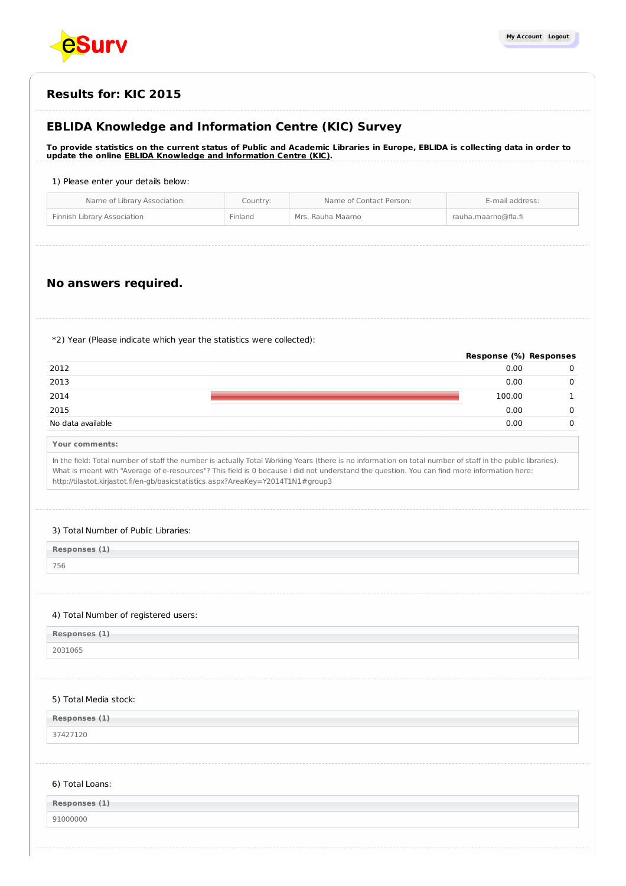## Results for: KIC 2015

## EBLIDA Knowledge and Information Centre (KIC) Survey

**To provide statistics on the current status of Public and Academic Libraries in Europe, EBLIDA is collecting data in order to update the online EBLIDA Knowledge and Information Centre (KIC).**

1) Please enter your details below:

| Name of Library Association: | Country: | Name of Contact Person: | E-mail address: |
|---|---|---|---|
| Finnish Library Association | Finland | Mrs. Rauha Maarno | rauha.maarno@fla.fi |

## No answers required.

*2) Year (Please indicate which year the statistics were collected):

| | Response (%) | Responses |
|---|---|---|
| 2012 | 0.00 | 0 |
| 2013 | 0.00 | 0 |
| 2014 | 100.00 | 1 |
| 2015 | 0.00 | 0 |
| No data available | 0.00 | 0 |

**Your comments:**

In the field: Total number of staff the number is actually Total Working Years (there is no information on total number of staff in the public libraries). What is meant with "Average of e-resources"? This field is 0 because I did not understand the question. You can find more information here: http://tilastot.kirjastot.fi/en-gb/basicstatistics.aspx?AreaKey=Y2014T1N1#group3

3) Total Number of Public Libraries:

**Responses (1)**

756

4) Total Number of registered users:

**Responses (1)**

2031065

5) Total Media stock:

**Responses (1)**

37427120

6) Total Loans:

**Responses (1)**

91000000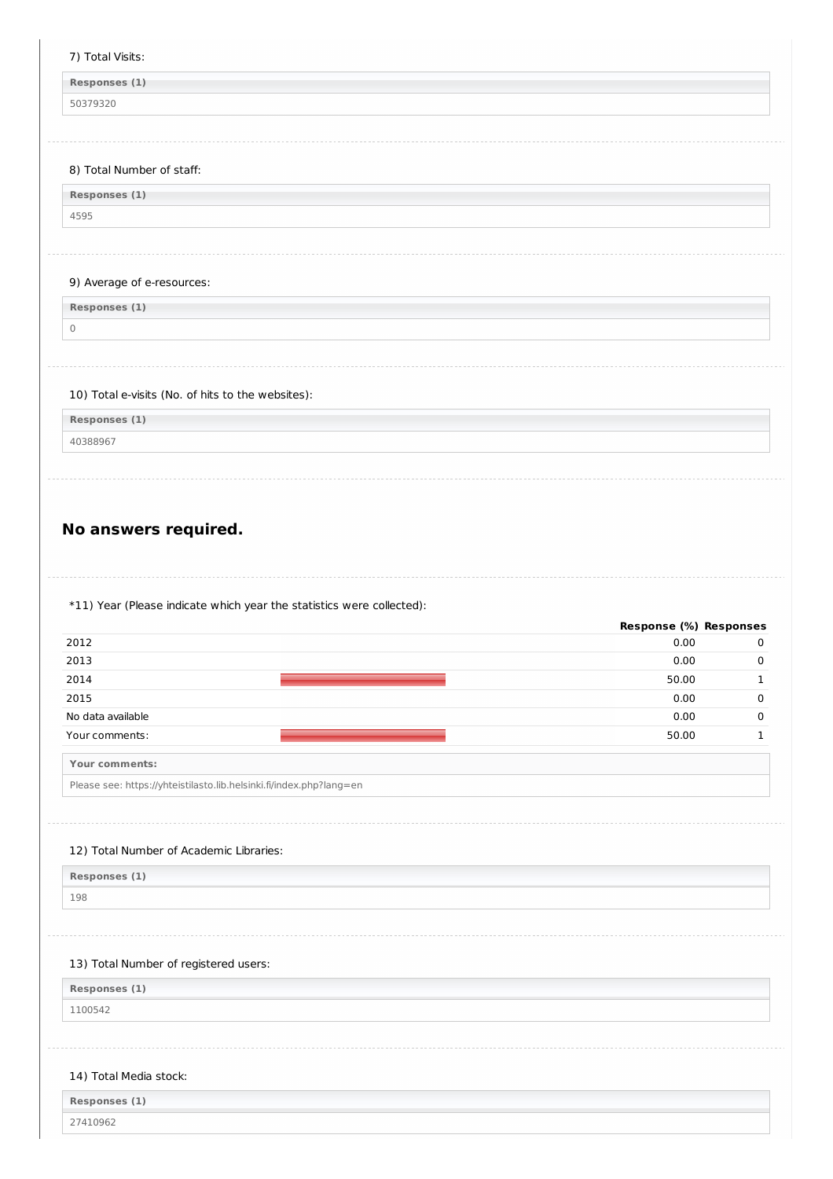7) Total Visits:

| Responses (1) |
| --- |
| 50379320 |

8) Total Number of staff:

| Responses (1) |
| --- |
| 4595 |

9) Average of e-resources:

| Responses (1) |
| --- |
| 0 |

10) Total e-visits (No. of hits to the websites):

| Responses (1) |
| --- |
| 40388967 |

## No answers required.

*11) Year (Please indicate which year the statistics were collected):

| | Response (%) | Responses |
| --- | --- | --- |
| 2012 | 0.00 | 0 |
| 2013 | 0.00 | 0 |
| 2014 | 50.00 | 1 |
| 2015 | 0.00 | 0 |
| No data available | 0.00 | 0 |
| Your comments: | 50.00 | 1 |

| Your comments: |
| --- |
| Please see: https://yhteistilasto.lib.helsinki.fi/index.php?lang=en |

12) Total Number of Academic Libraries:

| Responses (1) |
| --- |
| 198 |

13) Total Number of registered users:

| Responses (1) |
| --- |
| 1100542 |

14) Total Media stock:

| Responses (1) |
| --- |
| 27410962 |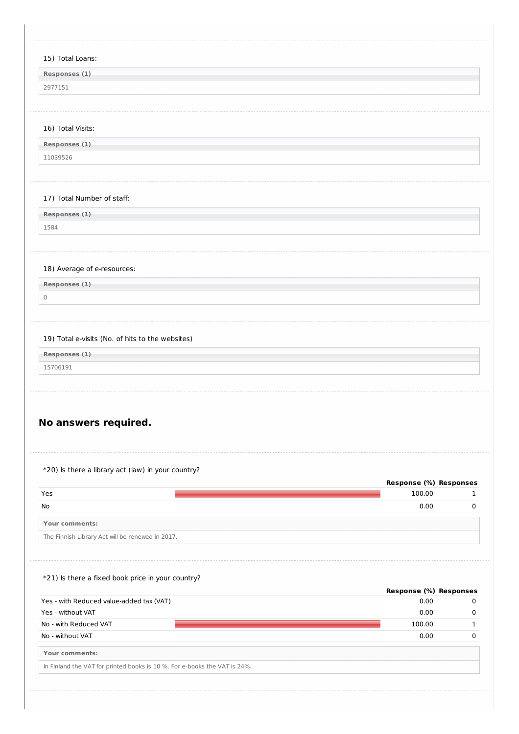15) Total Loans:

| Responses (1) |
| --- |
| 2977151 |

16) Total Visits:

| Responses (1) |
| --- |
| 11039526 |

17) Total Number of staff:

| Responses (1) |
| --- |
| 1584 |

18) Average of e-resources:

| Responses (1) |
| --- |
| 0 |

19) Total e-visits (No. of hits to the websites)

| Responses (1) |
| --- |
| 15706191 |

## No answers required.

*20) Is there a library act (law) in your country?

| | Response (%) | Responses |
| --- | --- | --- |
| Yes | 100.00 | 1 |
| No | 0.00 | 0 |

| Your comments: |
| --- |
| The Finnish Library Act will be renewed in 2017. |

*21) Is there a fixed book price in your country?

| | Response (%) | Responses |
| --- | --- | --- |
| Yes - with Reduced value-added tax (VAT) | 0.00 | 0 |
| Yes - without VAT | 0.00 | 0 |
| No - with Reduced VAT | 100.00 | 1 |
| No - without VAT | 0.00 | 0 |

| Your comments: |
| --- |
| In Finland the VAT for printed books is 10 %. For e-books the VAT is 24%. |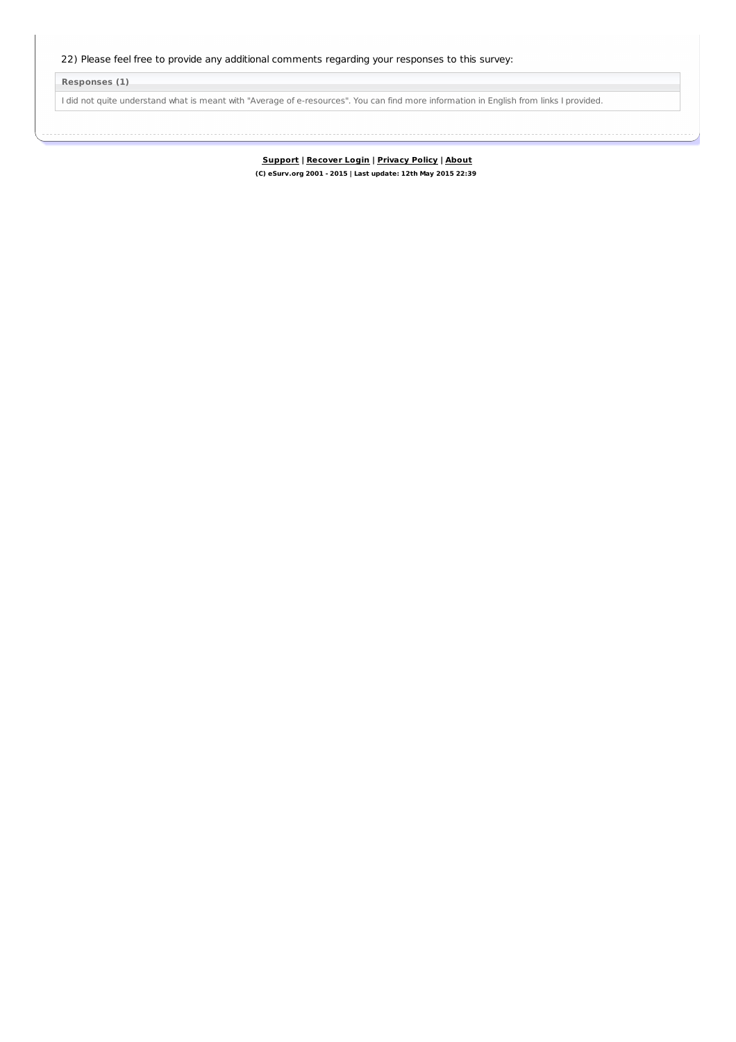22) Please feel free to provide any additional comments regarding your responses to this survey:

**Responses (1)**

I did not quite understand what is meant with "Average of e-resources". You can find more information in English from links I provided.

**Support** | **Recover Login** | **Privacy Policy** | **About**

**(C) eSurv.org 2001 - 2015 | Last update: 12th May 2015 22:39**